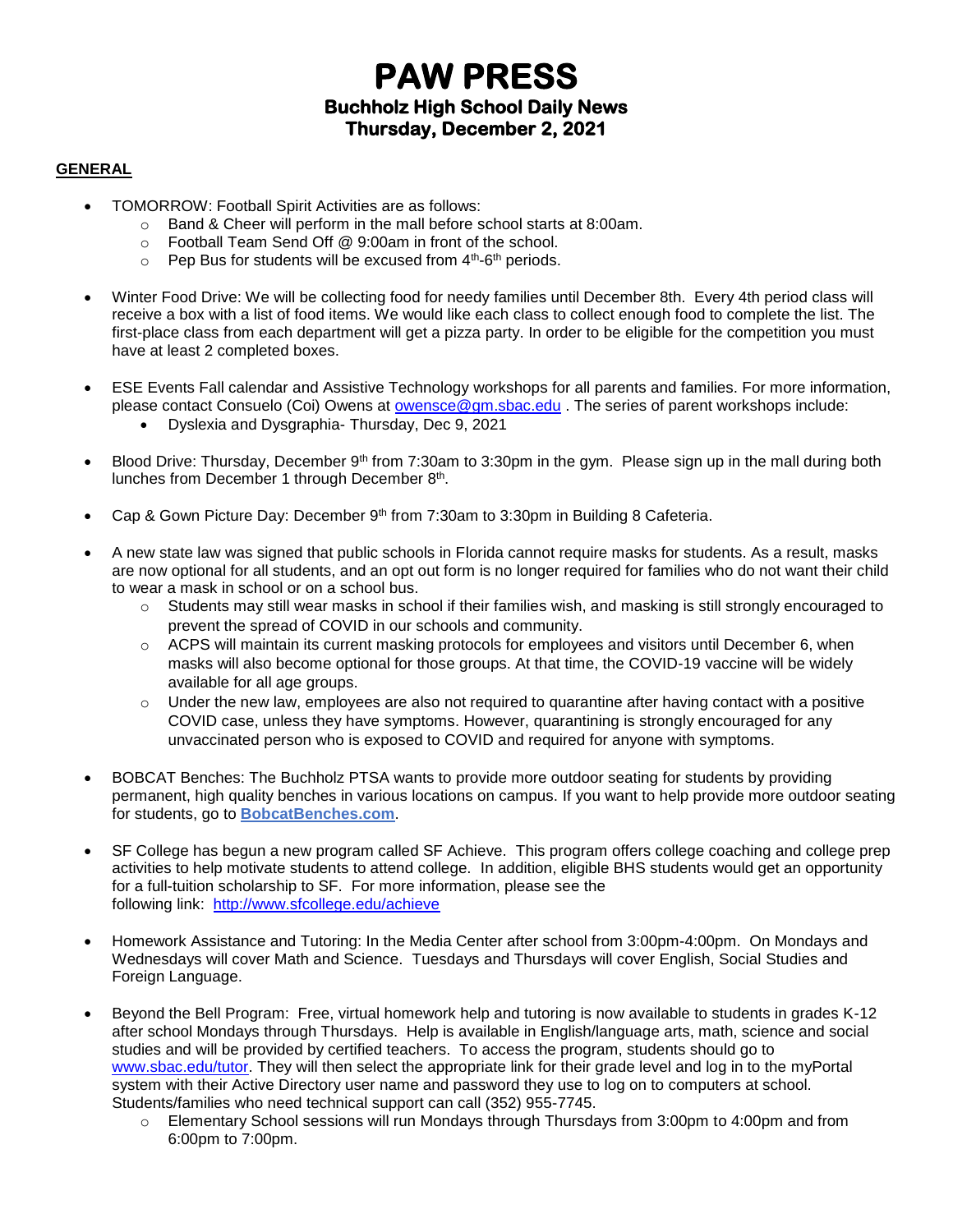# PAW PRESS

## Buchholz High School Daily News

## Thursday, December 2, 2021

**GENERAL**

- TOMORROW: Football Spirit Activities are as follows:
  - Band & Cheer will perform in the mall before school starts at 8:00am.
  - Football Team Send Off @ 9:00am in front of the school.
  - Pep Bus for students will be excused from 4th-6th periods.

- Winter Food Drive: We will be collecting food for needy families until December 8th. Every 4th period class will receive a box with a list of food items. We would like each class to collect enough food to complete the list. The first-place class from each department will get a pizza party. In order to be eligible for the competition you must have at least 2 completed boxes.

- ESE Events Fall calendar and Assistive Technology workshops for all parents and families. For more information, please contact Consuelo (Coi) Owens at owensce@gm.sbac.edu . The series of parent workshops include:
  - Dyslexia and Dysgraphia- Thursday, Dec 9, 2021

- Blood Drive: Thursday, December 9th from 7:30am to 3:30pm in the gym. Please sign up in the mall during both lunches from December 1 through December 8th.

- Cap & Gown Picture Day: December 9th from 7:30am to 3:30pm in Building 8 Cafeteria.

- A new state law was signed that public schools in Florida cannot require masks for students. As a result, masks are now optional for all students, and an opt out form is no longer required for families who do not want their child to wear a mask in school or on a school bus.
  - Students may still wear masks in school if their families wish, and masking is still strongly encouraged to prevent the spread of COVID in our schools and community.
  - ACPS will maintain its current masking protocols for employees and visitors until December 6, when masks will also become optional for those groups. At that time, the COVID-19 vaccine will be widely available for all age groups.
  - Under the new law, employees are also not required to quarantine after having contact with a positive COVID case, unless they have symptoms. However, quarantining is strongly encouraged for any unvaccinated person who is exposed to COVID and required for anyone with symptoms.

- BOBCAT Benches: The Buchholz PTSA wants to provide more outdoor seating for students by providing permanent, high quality benches in various locations on campus. If you want to help provide more outdoor seating for students, go to **BobcatBenches.com**.

- SF College has begun a new program called SF Achieve. This program offers college coaching and college prep activities to help motivate students to attend college. In addition, eligible BHS students would get an opportunity for a full-tuition scholarship to SF. For more information, please see the following link: http://www.sfcollege.edu/achieve

- Homework Assistance and Tutoring: In the Media Center after school from 3:00pm-4:00pm. On Mondays and Wednesdays will cover Math and Science. Tuesdays and Thursdays will cover English, Social Studies and Foreign Language.

- Beyond the Bell Program: Free, virtual homework help and tutoring is now available to students in grades K-12 after school Mondays through Thursdays. Help is available in English/language arts, math, science and social studies and will be provided by certified teachers. To access the program, students should go to www.sbac.edu/tutor. They will then select the appropriate link for their grade level and log in to the myPortal system with their Active Directory user name and password they use to log on to computers at school. Students/families who need technical support can call (352) 955-7745.
  - Elementary School sessions will run Mondays through Thursdays from 3:00pm to 4:00pm and from 6:00pm to 7:00pm.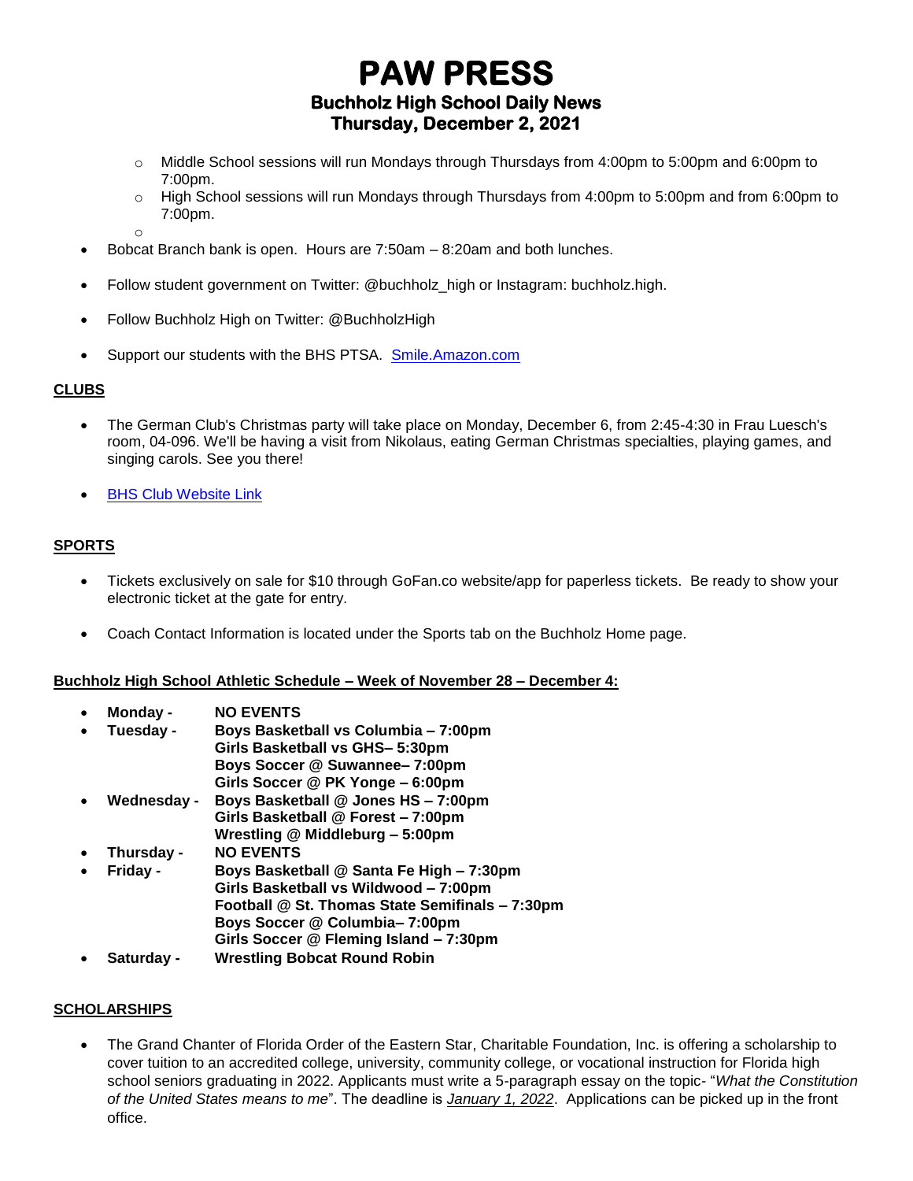# PAW PRESS

## Buchholz High School Daily News

## Thursday, December 2, 2021

  - Middle School sessions will run Mondays through Thursdays from 4:00pm to 5:00pm and 6:00pm to 7:00pm.
  - High School sessions will run Mondays through Thursdays from 4:00pm to 5:00pm and from 6:00pm to 7:00pm.
  - 

- Bobcat Branch bank is open. Hours are 7:50am – 8:20am and both lunches.
- Follow student government on Twitter: @buchholz_high or Instagram: buchholz.high.
- Follow Buchholz High on Twitter: @BuchholzHigh
- Support our students with the BHS PTSA. [Smile.Amazon.com](Smile.Amazon.com)

**CLUBS**

- The German Club's Christmas party will take place on Monday, December 6, from 2:45-4:30 in Frau Luesch's room, 04-096. We'll be having a visit from Nikolaus, eating German Christmas specialties, playing games, and singing carols. See you there!
- BHS Club Website Link

**SPORTS**

- Tickets exclusively on sale for $10 through GoFan.co website/app for paperless tickets. Be ready to show your electronic ticket at the gate for entry.
- Coach Contact Information is located under the Sports tab on the Buchholz Home page.

**Buchholz High School Athletic Schedule – Week of November 28 – December 4:**

- **Monday -** **NO EVENTS**
- **Tuesday -** **Boys Basketball vs Columbia – 7:00pm**
  **Girls Basketball vs GHS– 5:30pm**
  **Boys Soccer @ Suwannee– 7:00pm**
  **Girls Soccer @ PK Yonge – 6:00pm**
- **Wednesday -** **Boys Basketball @ Jones HS – 7:00pm**
  **Girls Basketball @ Forest – 7:00pm**
  **Wrestling @ Middleburg – 5:00pm**
- **Thursday -** **NO EVENTS**
- **Friday -** **Boys Basketball @ Santa Fe High – 7:30pm**
  **Girls Basketball vs Wildwood – 7:00pm**
  **Football @ St. Thomas State Semifinals – 7:30pm**
  **Boys Soccer @ Columbia– 7:00pm**
  **Girls Soccer @ Fleming Island – 7:30pm**
- **Saturday -** **Wrestling Bobcat Round Robin**

**SCHOLARSHIPS**

- The Grand Chanter of Florida Order of the Eastern Star, Charitable Foundation, Inc. is offering a scholarship to cover tuition to an accredited college, university, community college, or vocational instruction for Florida high school seniors graduating in 2022. Applicants must write a 5-paragraph essay on the topic- "*What the Constitution of the United States means to me*". The deadline is *January 1, 2022*. Applications can be picked up in the front office.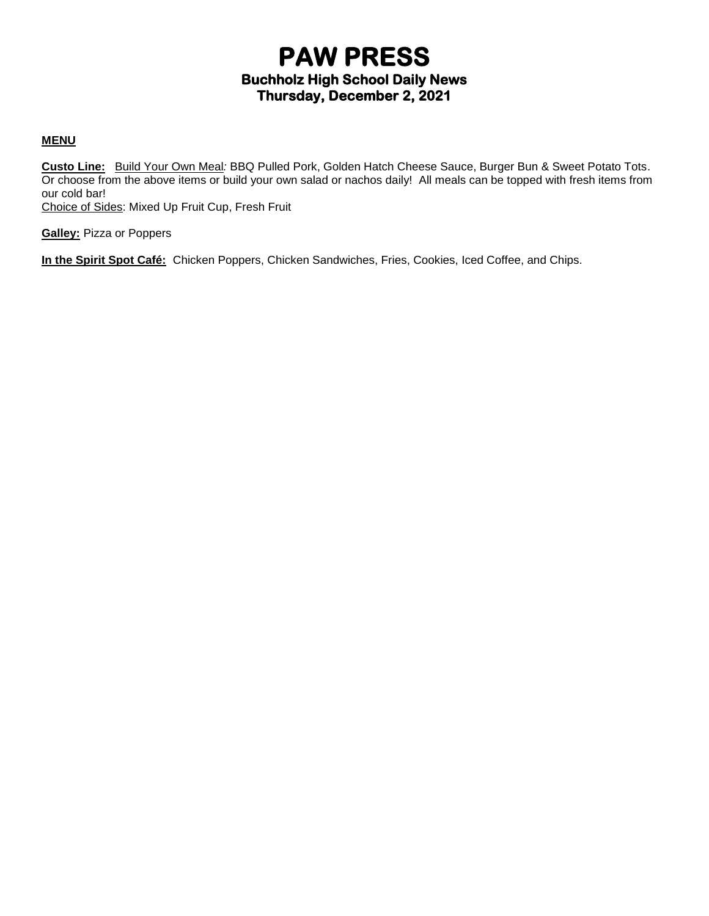# PAW PRESS

## Buchholz High School Daily News
## Thursday, December 2, 2021

**MENU**

**Custo Line:** Build Your Own Meal*:* BBQ Pulled Pork, Golden Hatch Cheese Sauce, Burger Bun & Sweet Potato Tots. Or choose from the above items or build your own salad or nachos daily! All meals can be topped with fresh items from our cold bar!
Choice of Sides: Mixed Up Fruit Cup, Fresh Fruit

**Galley:** Pizza or Poppers

**In the Spirit Spot Café:** Chicken Poppers, Chicken Sandwiches, Fries, Cookies, Iced Coffee, and Chips.